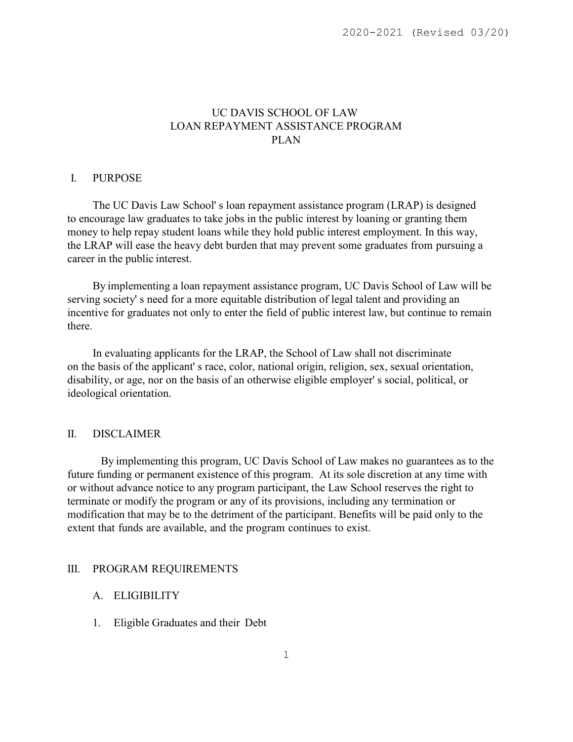2020-2021 (Revised 03/20)

# UC DAVIS SCHOOL OF LAW
# LOAN REPAYMENT ASSISTANCE PROGRAM
# PLAN

## I. PURPOSE

The UC Davis Law School' s loan repayment assistance program (LRAP) is designed to encourage law graduates to take jobs in the public interest by loaning or granting them money to help repay student loans while they hold public interest employment. In this way, the LRAP will ease the heavy debt burden that may prevent some graduates from pursuing a career in the public interest.

By implementing a loan repayment assistance program, UC Davis School of Law will be serving society' s need for a more equitable distribution of legal talent and providing an incentive for graduates not only to enter the field of public interest law, but continue to remain there.

In evaluating applicants for the LRAP, the School of Law shall not discriminate on the basis of the applicant' s race, color, national origin, religion, sex, sexual orientation, disability, or age, nor on the basis of an otherwise eligible employer' s social, political, or ideological orientation.

## II. DISCLAIMER

By implementing this program, UC Davis School of Law makes no guarantees as to the future funding or permanent existence of this program. At its sole discretion at any time with or without advance notice to any program participant, the Law School reserves the right to terminate or modify the program or any of its provisions, including any termination or modification that may be to the detriment of the participant. Benefits will be paid only to the extent that funds are available, and the program continues to exist.

## III. PROGRAM REQUIREMENTS

### A. ELIGIBILITY

1. Eligible Graduates and their Debt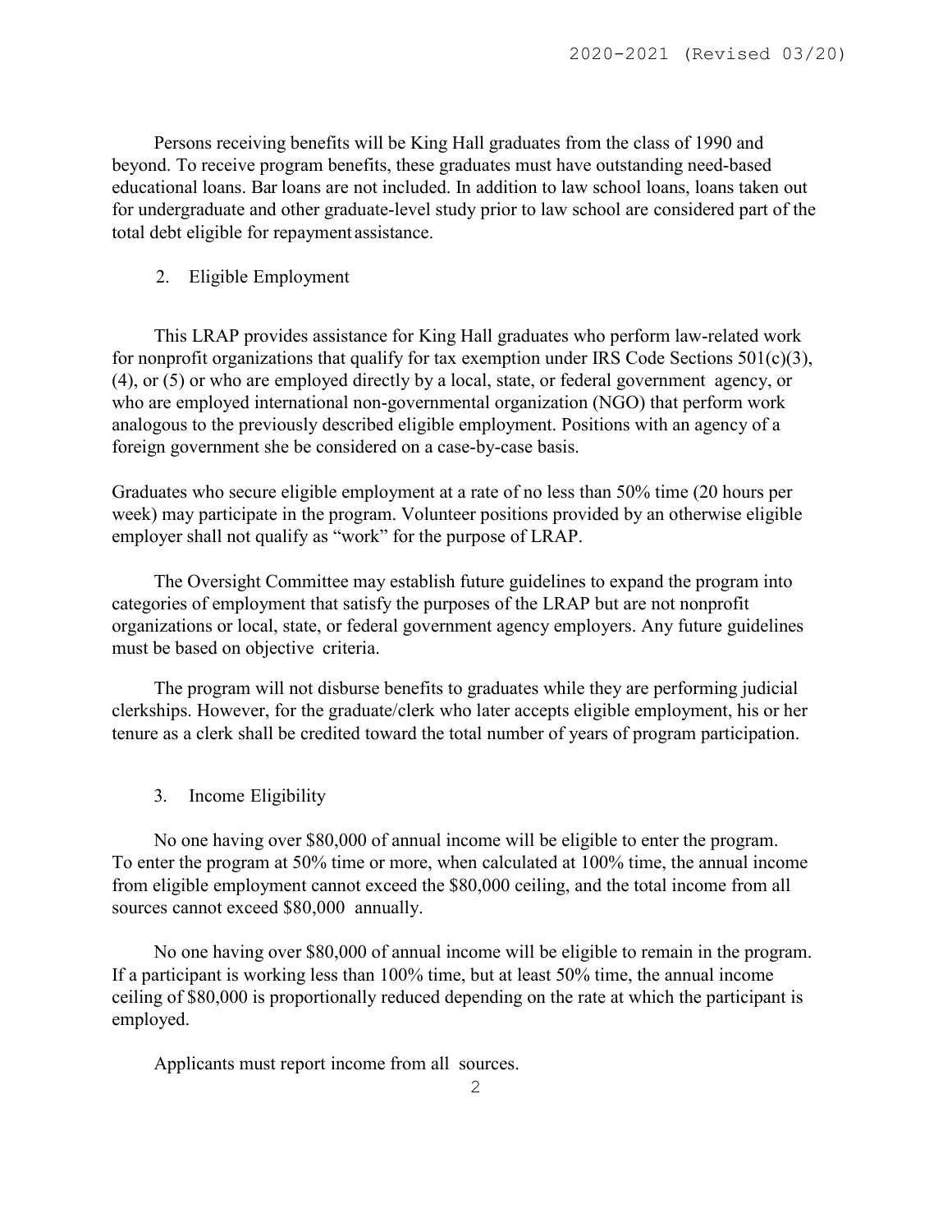Persons receiving benefits will be King Hall graduates from the class of 1990 and beyond. To receive program benefits, these graduates must have outstanding need-based educational loans. Bar loans are not included. In addition to law school loans, loans taken out for undergraduate and other graduate-level study prior to law school are considered part of the total debt eligible for repayment assistance.

2. Eligible Employment

This LRAP provides assistance for King Hall graduates who perform law-related work for nonprofit organizations that qualify for tax exemption under IRS Code Sections 501(c)(3), (4), or (5) or who are employed directly by a local, state, or federal government agency, or who are employed international non-governmental organization (NGO) that perform work analogous to the previously described eligible employment. Positions with an agency of a foreign government she be considered on a case-by-case basis.

Graduates who secure eligible employment at a rate of no less than 50% time (20 hours per week) may participate in the program. Volunteer positions provided by an otherwise eligible employer shall not qualify as "work" for the purpose of LRAP.

The Oversight Committee may establish future guidelines to expand the program into categories of employment that satisfy the purposes of the LRAP but are not nonprofit organizations or local, state, or federal government agency employers. Any future guidelines must be based on objective criteria.

The program will not disburse benefits to graduates while they are performing judicial clerkships. However, for the graduate/clerk who later accepts eligible employment, his or her tenure as a clerk shall be credited toward the total number of years of program participation.

3. Income Eligibility

No one having over $80,000 of annual income will be eligible to enter the program. To enter the program at 50% time or more, when calculated at 100% time, the annual income from eligible employment cannot exceed the $80,000 ceiling, and the total income from all sources cannot exceed $80,000 annually.

No one having over $80,000 of annual income will be eligible to remain in the program. If a participant is working less than 100% time, but at least 50% time, the annual income ceiling of $80,000 is proportionally reduced depending on the rate at which the participant is employed.

Applicants must report income from all sources.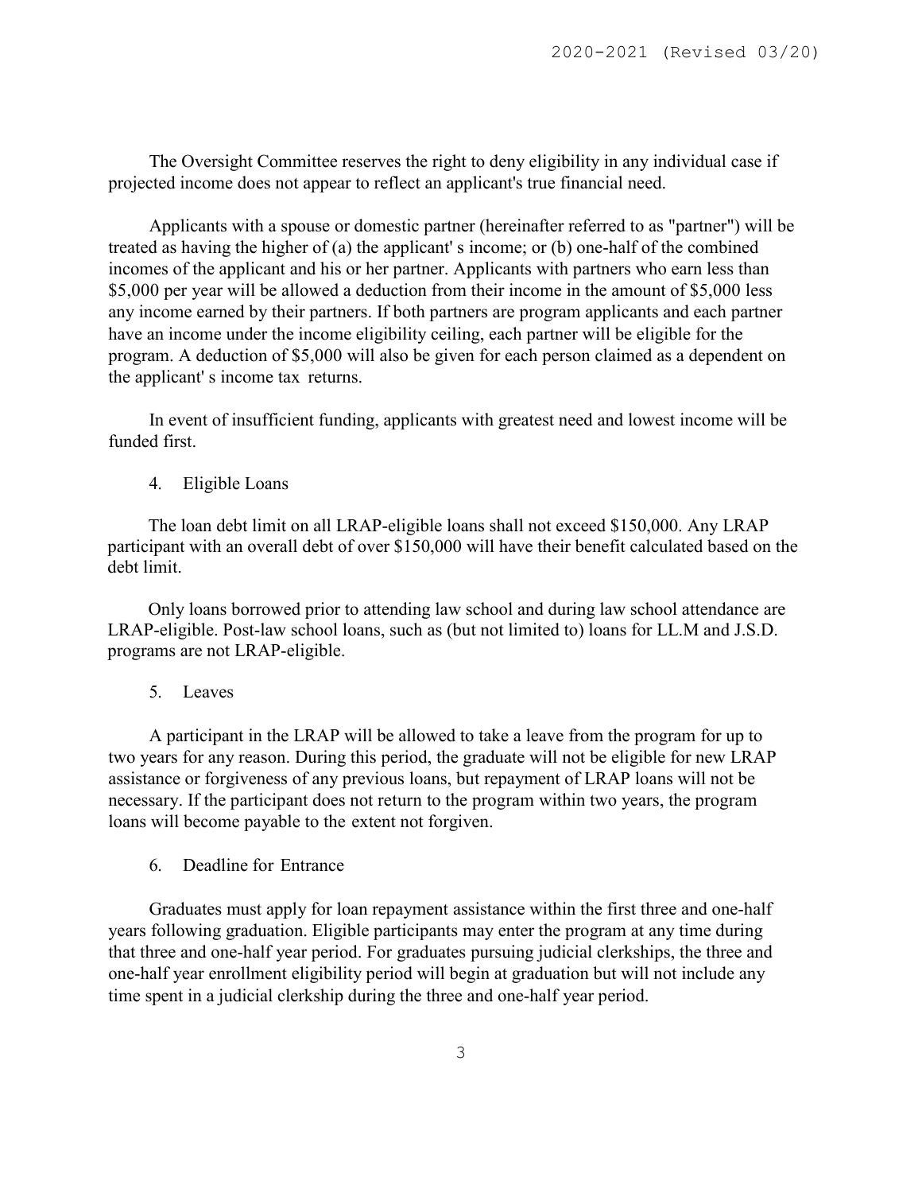The Oversight Committee reserves the right to deny eligibility in any individual case if projected income does not appear to reflect an applicant's true financial need.

Applicants with a spouse or domestic partner (hereinafter referred to as "partner") will be treated as having the higher of (a) the applicant' s income; or (b) one-half of the combined incomes of the applicant and his or her partner. Applicants with partners who earn less than $5,000 per year will be allowed a deduction from their income in the amount of $5,000 less any income earned by their partners. If both partners are program applicants and each partner have an income under the income eligibility ceiling, each partner will be eligible for the program. A deduction of $5,000 will also be given for each person claimed as a dependent on the applicant' s income tax returns.

In event of insufficient funding, applicants with greatest need and lowest income will be funded first.

4. Eligible Loans

The loan debt limit on all LRAP-eligible loans shall not exceed $150,000. Any LRAP participant with an overall debt of over $150,000 will have their benefit calculated based on the debt limit.

Only loans borrowed prior to attending law school and during law school attendance are LRAP-eligible. Post-law school loans, such as (but not limited to) loans for LL.M and J.S.D. programs are not LRAP-eligible.

5. Leaves

A participant in the LRAP will be allowed to take a leave from the program for up to two years for any reason. During this period, the graduate will not be eligible for new LRAP assistance or forgiveness of any previous loans, but repayment of LRAP loans will not be necessary. If the participant does not return to the program within two years, the program loans will become payable to the extent not forgiven.

6. Deadline for Entrance

Graduates must apply for loan repayment assistance within the first three and one-half years following graduation. Eligible participants may enter the program at any time during that three and one-half year period. For graduates pursuing judicial clerkships, the three and one-half year enrollment eligibility period will begin at graduation but will not include any time spent in a judicial clerkship during the three and one-half year period.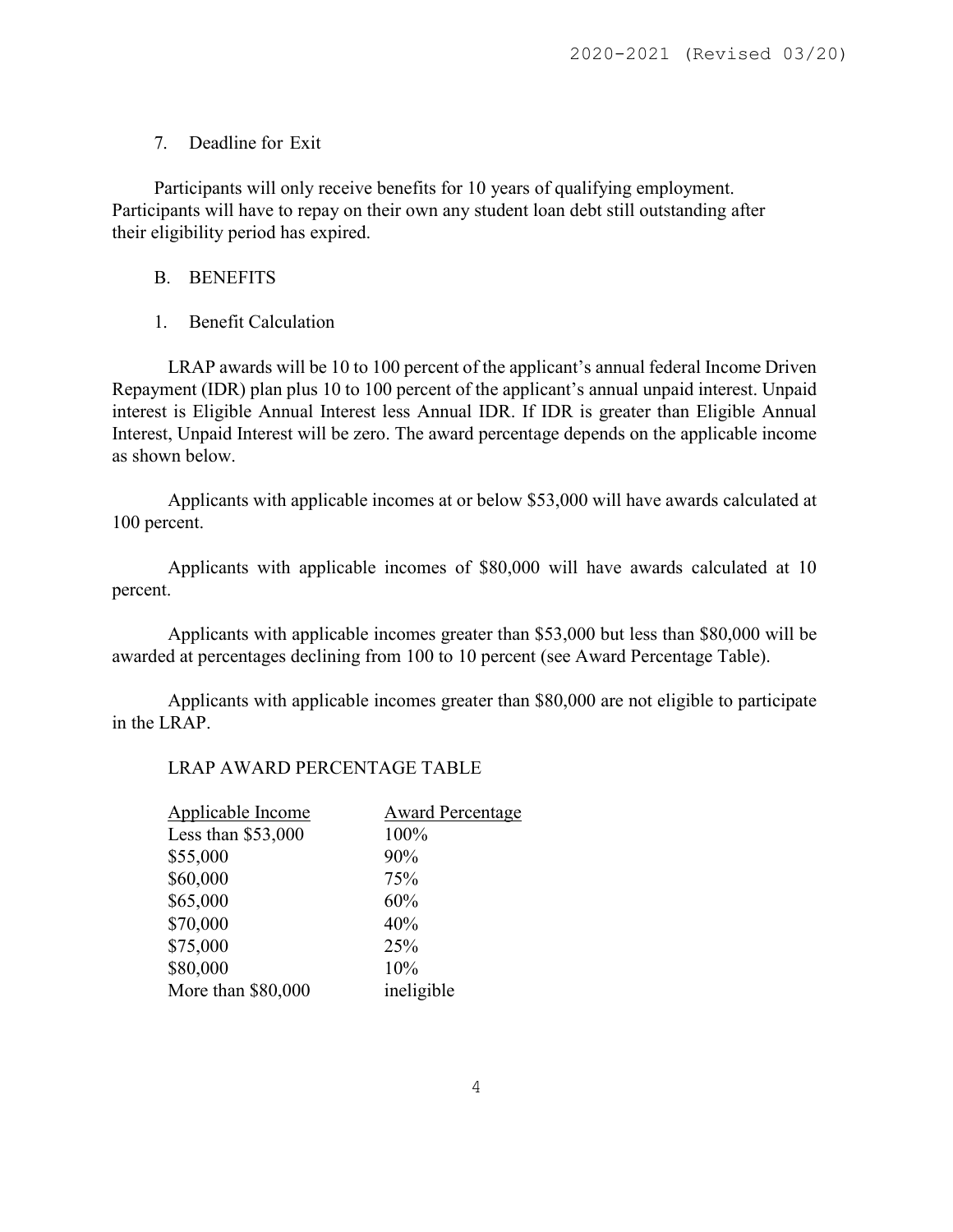### 7. Deadline for Exit

Participants will only receive benefits for 10 years of qualifying employment. Participants will have to repay on their own any student loan debt still outstanding after their eligibility period has expired.

## B. BENEFITS

### 1. Benefit Calculation

LRAP awards will be 10 to 100 percent of the applicant's annual federal Income Driven Repayment (IDR) plan plus 10 to 100 percent of the applicant's annual unpaid interest. Unpaid interest is Eligible Annual Interest less Annual IDR. If IDR is greater than Eligible Annual Interest, Unpaid Interest will be zero. The award percentage depends on the applicable income as shown below.

Applicants with applicable incomes at or below $53,000 will have awards calculated at 100 percent.

Applicants with applicable incomes of $80,000 will have awards calculated at 10 percent.

Applicants with applicable incomes greater than $53,000 but less than $80,000 will be awarded at percentages declining from 100 to 10 percent (see Award Percentage Table).

Applicants with applicable incomes greater than $80,000 are not eligible to participate in the LRAP.

LRAP AWARD PERCENTAGE TABLE

| Applicable Income | Award Percentage |
|---|---|
| Less than $53,000 | 100% |
| $55,000 | 90% |
| $60,000 | 75% |
| $65,000 | 60% |
| $70,000 | 40% |
| $75,000 | 25% |
| $80,000 | 10% |
| More than $80,000 | ineligible |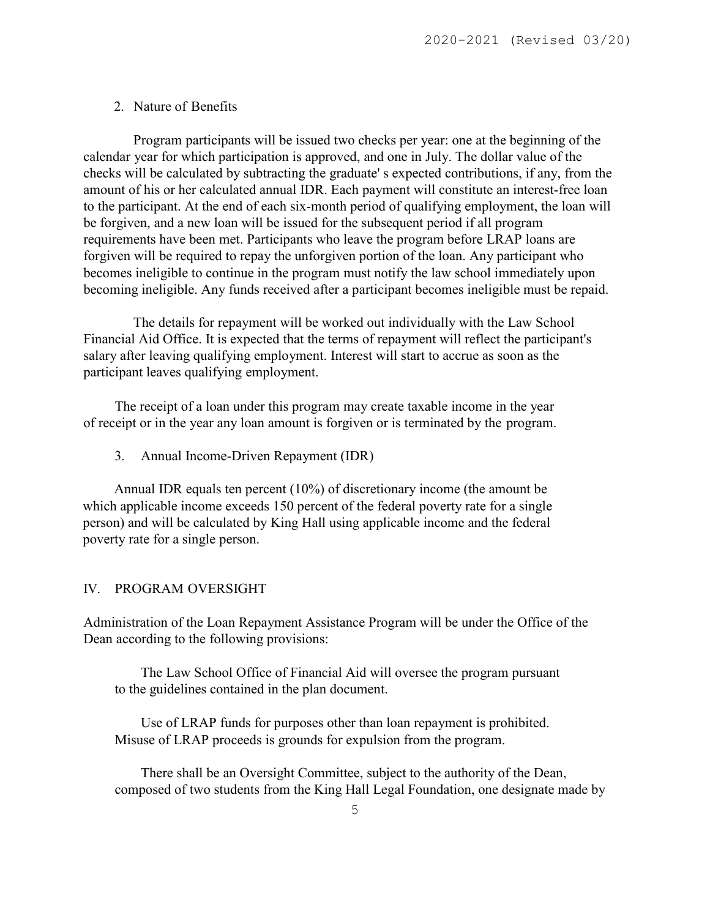2. Nature of Benefits

Program participants will be issued two checks per year: one at the beginning of the calendar year for which participation is approved, and one in July. The dollar value of the checks will be calculated by subtracting the graduate' s expected contributions, if any, from the amount of his or her calculated annual IDR. Each payment will constitute an interest-free loan to the participant. At the end of each six-month period of qualifying employment, the loan will be forgiven, and a new loan will be issued for the subsequent period if all program requirements have been met. Participants who leave the program before LRAP loans are forgiven will be required to repay the unforgiven portion of the loan. Any participant who becomes ineligible to continue in the program must notify the law school immediately upon becoming ineligible. Any funds received after a participant becomes ineligible must be repaid.

The details for repayment will be worked out individually with the Law School Financial Aid Office. It is expected that the terms of repayment will reflect the participant's salary after leaving qualifying employment. Interest will start to accrue as soon as the participant leaves qualifying employment.

The receipt of a loan under this program may create taxable income in the year of receipt or in the year any loan amount is forgiven or is terminated by the program.

3. Annual Income-Driven Repayment (IDR)

Annual IDR equals ten percent (10%) of discretionary income (the amount be which applicable income exceeds 150 percent of the federal poverty rate for a single person) and will be calculated by King Hall using applicable income and the federal poverty rate for a single person.

## IV. PROGRAM OVERSIGHT

Administration of the Loan Repayment Assistance Program will be under the Office of the Dean according to the following provisions:

The Law School Office of Financial Aid will oversee the program pursuant to the guidelines contained in the plan document.

Use of LRAP funds for purposes other than loan repayment is prohibited. Misuse of LRAP proceeds is grounds for expulsion from the program.

There shall be an Oversight Committee, subject to the authority of the Dean, composed of two students from the King Hall Legal Foundation, one designate made by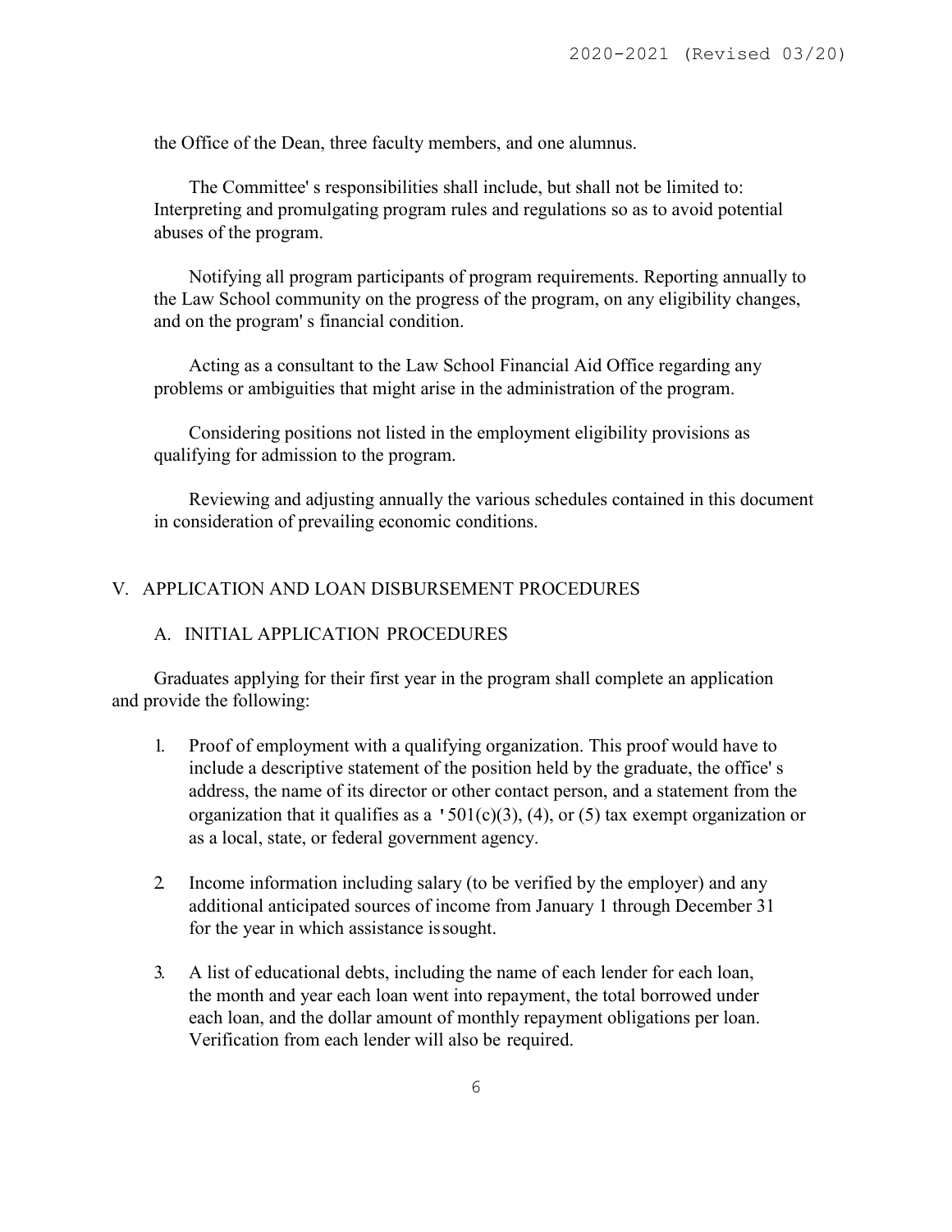the Office of the Dean, three faculty members, and one alumnus.

The Committee' s responsibilities shall include, but shall not be limited to: Interpreting and promulgating program rules and regulations so as to avoid potential abuses of the program.

Notifying all program participants of program requirements. Reporting annually to the Law School community on the progress of the program, on any eligibility changes, and on the program' s financial condition.

Acting as a consultant to the Law School Financial Aid Office regarding any problems or ambiguities that might arise in the administration of the program.

Considering positions not listed in the employment eligibility provisions as qualifying for admission to the program.

Reviewing and adjusting annually the various schedules contained in this document in consideration of prevailing economic conditions.

## V. APPLICATION AND LOAN DISBURSEMENT PROCEDURES

### A. INITIAL APPLICATION PROCEDURES

Graduates applying for their first year in the program shall complete an application and provide the following:

1. Proof of employment with a qualifying organization. This proof would have to include a descriptive statement of the position held by the graduate, the office' s address, the name of its director or other contact person, and a statement from the organization that it qualifies as a '501(c)(3), (4), or (5) tax exempt organization or as a local, state, or federal government agency.

2. Income information including salary (to be verified by the employer) and any additional anticipated sources of income from January 1 through December 31 for the year in which assistance is sought.

3. A list of educational debts, including the name of each lender for each loan, the month and year each loan went into repayment, the total borrowed under each loan, and the dollar amount of monthly repayment obligations per loan. Verification from each lender will also be required.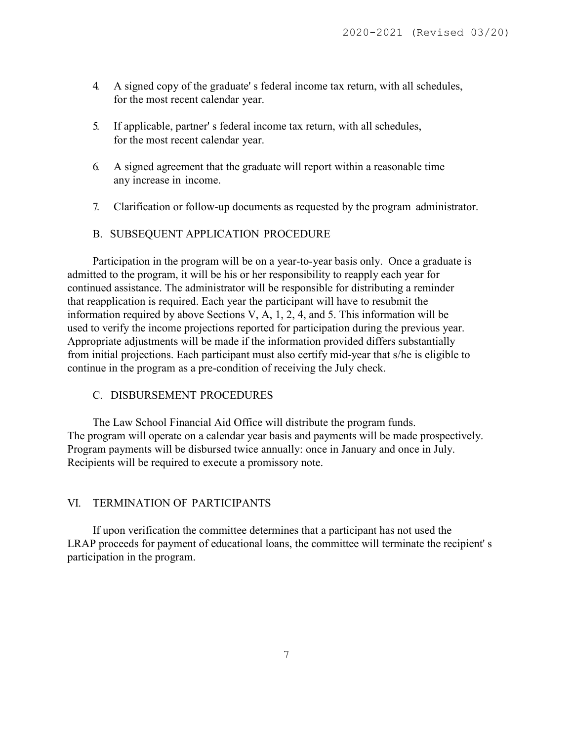4. A signed copy of the graduate' s federal income tax return, with all schedules, for the most recent calendar year.

5. If applicable, partner' s federal income tax return, with all schedules, for the most recent calendar year.

6. A signed agreement that the graduate will report within a reasonable time any increase in income.

7. Clarification or follow-up documents as requested by the program administrator.

### B. SUBSEQUENT APPLICATION PROCEDURE

Participation in the program will be on a year-to-year basis only. Once a graduate is admitted to the program, it will be his or her responsibility to reapply each year for continued assistance. The administrator will be responsible for distributing a reminder that reapplication is required. Each year the participant will have to resubmit the information required by above Sections V, A, 1, 2, 4, and 5. This information will be used to verify the income projections reported for participation during the previous year. Appropriate adjustments will be made if the information provided differs substantially from initial projections. Each participant must also certify mid-year that s/he is eligible to continue in the program as a pre-condition of receiving the July check.

### C. DISBURSEMENT PROCEDURES

The Law School Financial Aid Office will distribute the program funds. The program will operate on a calendar year basis and payments will be made prospectively. Program payments will be disbursed twice annually: once in January and once in July. Recipients will be required to execute a promissory note.

## VI. TERMINATION OF PARTICIPANTS

If upon verification the committee determines that a participant has not used the LRAP proceeds for payment of educational loans, the committee will terminate the recipient' s participation in the program.